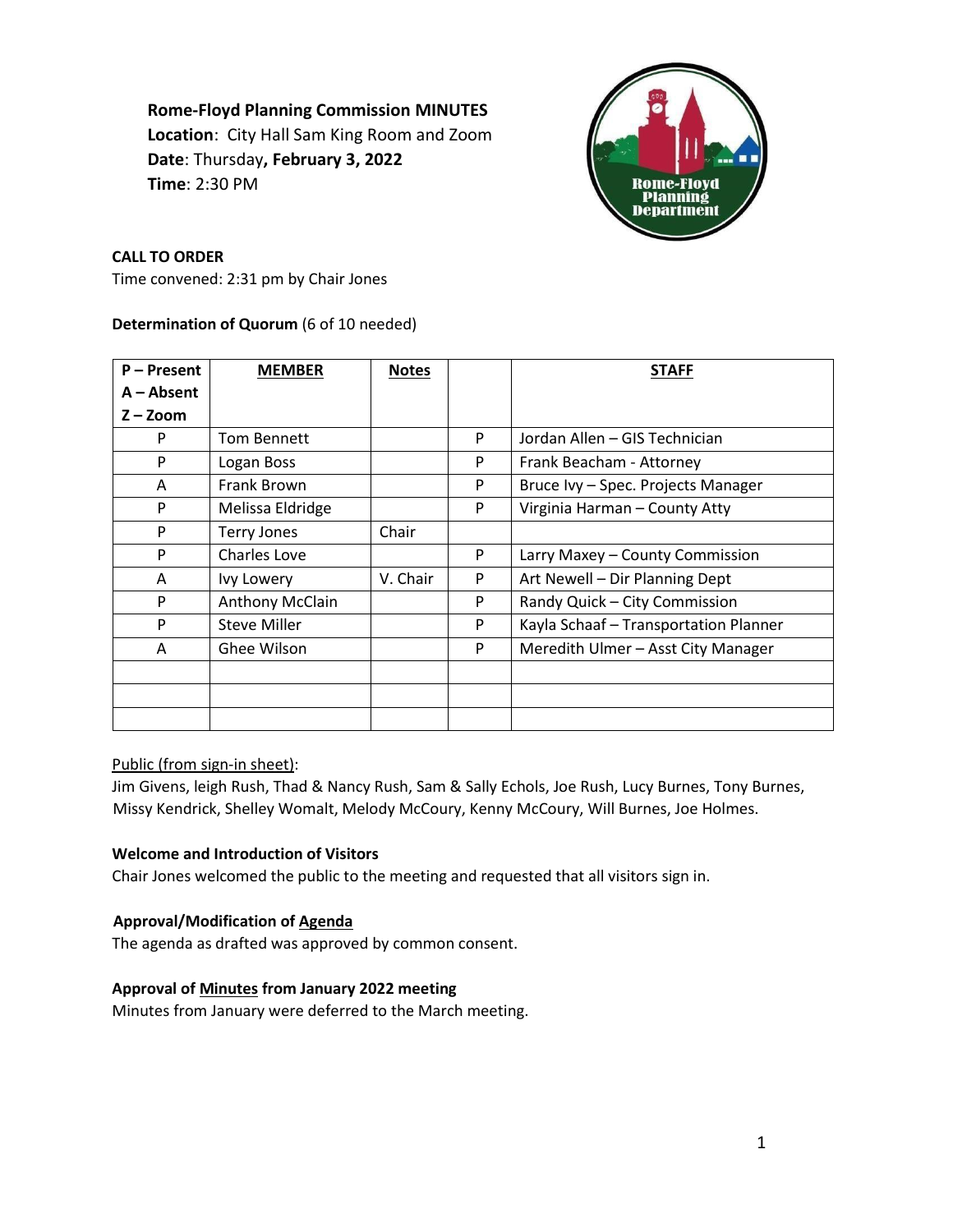**Rome-Floyd Planning Commission MINUTES**
**Location**: City Hall Sam King Room and Zoom
**Date**: Thursday**, February 3, 2022**
**Time**: 2:30 PM

**CALL TO ORDER**
Time convened: 2:31 pm by Chair Jones

**Determination of Quorum** (6 of 10 needed)

| P – Present<br>A – Absent<br>Z – Zoom | MEMBER | Notes | | STAFF |
|---|---|---|---|---|
| P | Tom Bennett | | P | Jordan Allen – GIS Technician |
| P | Logan Boss | | P | Frank Beacham - Attorney |
| A | Frank Brown | | P | Bruce Ivy – Spec. Projects Manager |
| P | Melissa Eldridge | | P | Virginia Harman – County Atty |
| P | Terry Jones | Chair | | |
| P | Charles Love | | P | Larry Maxey – County Commission |
| A | Ivy Lowery | V. Chair | P | Art Newell – Dir Planning Dept |
| P | Anthony McClain | | P | Randy Quick – City Commission |
| P | Steve Miller | | P | Kayla Schaaf – Transportation Planner |
| A | Ghee Wilson | | P | Meredith Ulmer – Asst City Manager |
| | | | | |
| | | | | |
| | | | | |

Public (from sign-in sheet):
Jim Givens, leigh Rush, Thad & Nancy Rush, Sam & Sally Echols, Joe Rush, Lucy Burnes, Tony Burnes, Missy Kendrick, Shelley Womalt, Melody McCoury, Kenny McCoury, Will Burnes, Joe Holmes.

**Welcome and Introduction of Visitors**
Chair Jones welcomed the public to the meeting and requested that all visitors sign in.

**Approval/Modification of Agenda**
The agenda as drafted was approved by common consent.

**Approval of Minutes from January 2022 meeting**
Minutes from January were deferred to the March meeting.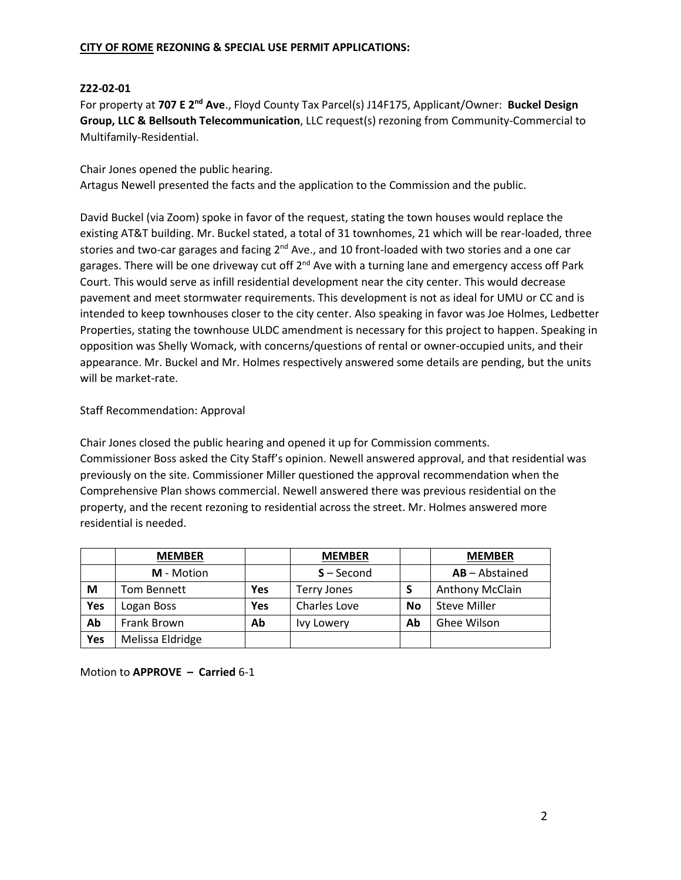**CITY OF ROME REZONING & SPECIAL USE PERMIT APPLICATIONS:**

**Z22-02-01**

For property at **707 E 2nd Ave**., Floyd County Tax Parcel(s) J14F175, Applicant/Owner: **Buckel Design Group, LLC & Bellsouth Telecommunication**, LLC request(s) rezoning from Community-Commercial to Multifamily-Residential.

Chair Jones opened the public hearing.

Artagus Newell presented the facts and the application to the Commission and the public.

David Buckel (via Zoom) spoke in favor of the request, stating the town houses would replace the existing AT&T building. Mr. Buckel stated, a total of 31 townhomes, 21 which will be rear-loaded, three stories and two-car garages and facing 2nd Ave., and 10 front-loaded with two stories and a one car garages. There will be one driveway cut off 2nd Ave with a turning lane and emergency access off Park Court. This would serve as infill residential development near the city center. This would decrease pavement and meet stormwater requirements. This development is not as ideal for UMU or CC and is intended to keep townhouses closer to the city center. Also speaking in favor was Joe Holmes, Ledbetter Properties, stating the townhouse ULDC amendment is necessary for this project to happen. Speaking in opposition was Shelly Womack, with concerns/questions of rental or owner-occupied units, and their appearance. Mr. Buckel and Mr. Holmes respectively answered some details are pending, but the units will be market-rate.

Staff Recommendation: Approval

Chair Jones closed the public hearing and opened it up for Commission comments.

Commissioner Boss asked the City Staff's opinion. Newell answered approval, and that residential was previously on the site. Commissioner Miller questioned the approval recommendation when the Comprehensive Plan shows commercial. Newell answered there was previous residential on the property, and the recent rezoning to residential across the street. Mr. Holmes answered more residential is needed.

| | **MEMBER** | | **MEMBER** | | **MEMBER** |
|---|---|---|---|---|---|
| | **M** - Motion | | **S** – Second | | **AB** – Abstained |
| **M** | Tom Bennett | **Yes** | Terry Jones | **S** | Anthony McClain |
| **Yes** | Logan Boss | **Yes** | Charles Love | **No** | Steve Miller |
| **Ab** | Frank Brown | **Ab** | Ivy Lowery | **Ab** | Ghee Wilson |
| **Yes** | Melissa Eldridge | | | | |

Motion to **APPROVE – Carried** 6-1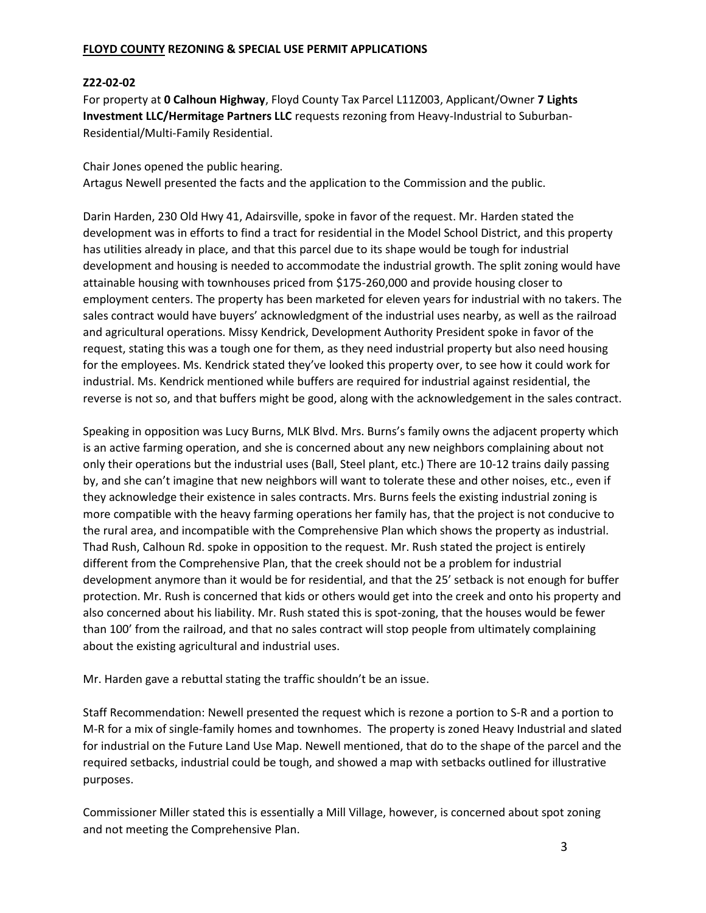**FLOYD COUNTY REZONING & SPECIAL USE PERMIT APPLICATIONS**

**Z22-02-02**

For property at **0 Calhoun Highway**, Floyd County Tax Parcel L11Z003, Applicant/Owner **7 Lights Investment LLC/Hermitage Partners LLC** requests rezoning from Heavy-Industrial to Suburban-Residential/Multi-Family Residential.

Chair Jones opened the public hearing.
Artagus Newell presented the facts and the application to the Commission and the public.

Darin Harden, 230 Old Hwy 41, Adairsville, spoke in favor of the request. Mr. Harden stated the development was in efforts to find a tract for residential in the Model School District, and this property has utilities already in place, and that this parcel due to its shape would be tough for industrial development and housing is needed to accommodate the industrial growth. The split zoning would have attainable housing with townhouses priced from $175-260,000 and provide housing closer to employment centers. The property has been marketed for eleven years for industrial with no takers. The sales contract would have buyers' acknowledgment of the industrial uses nearby, as well as the railroad and agricultural operations. Missy Kendrick, Development Authority President spoke in favor of the request, stating this was a tough one for them, as they need industrial property but also need housing for the employees. Ms. Kendrick stated they've looked this property over, to see how it could work for industrial. Ms. Kendrick mentioned while buffers are required for industrial against residential, the reverse is not so, and that buffers might be good, along with the acknowledgement in the sales contract.

Speaking in opposition was Lucy Burns, MLK Blvd. Mrs. Burns's family owns the adjacent property which is an active farming operation, and she is concerned about any new neighbors complaining about not only their operations but the industrial uses (Ball, Steel plant, etc.) There are 10-12 trains daily passing by, and she can't imagine that new neighbors will want to tolerate these and other noises, etc., even if they acknowledge their existence in sales contracts. Mrs. Burns feels the existing industrial zoning is more compatible with the heavy farming operations her family has, that the project is not conducive to the rural area, and incompatible with the Comprehensive Plan which shows the property as industrial. Thad Rush, Calhoun Rd. spoke in opposition to the request. Mr. Rush stated the project is entirely different from the Comprehensive Plan, that the creek should not be a problem for industrial development anymore than it would be for residential, and that the 25' setback is not enough for buffer protection. Mr. Rush is concerned that kids or others would get into the creek and onto his property and also concerned about his liability. Mr. Rush stated this is spot-zoning, that the houses would be fewer than 100' from the railroad, and that no sales contract will stop people from ultimately complaining about the existing agricultural and industrial uses.

Mr. Harden gave a rebuttal stating the traffic shouldn't be an issue.

Staff Recommendation: Newell presented the request which is rezone a portion to S-R and a portion to M-R for a mix of single-family homes and townhomes. The property is zoned Heavy Industrial and slated for industrial on the Future Land Use Map. Newell mentioned, that do to the shape of the parcel and the required setbacks, industrial could be tough, and showed a map with setbacks outlined for illustrative purposes.

Commissioner Miller stated this is essentially a Mill Village, however, is concerned about spot zoning and not meeting the Comprehensive Plan.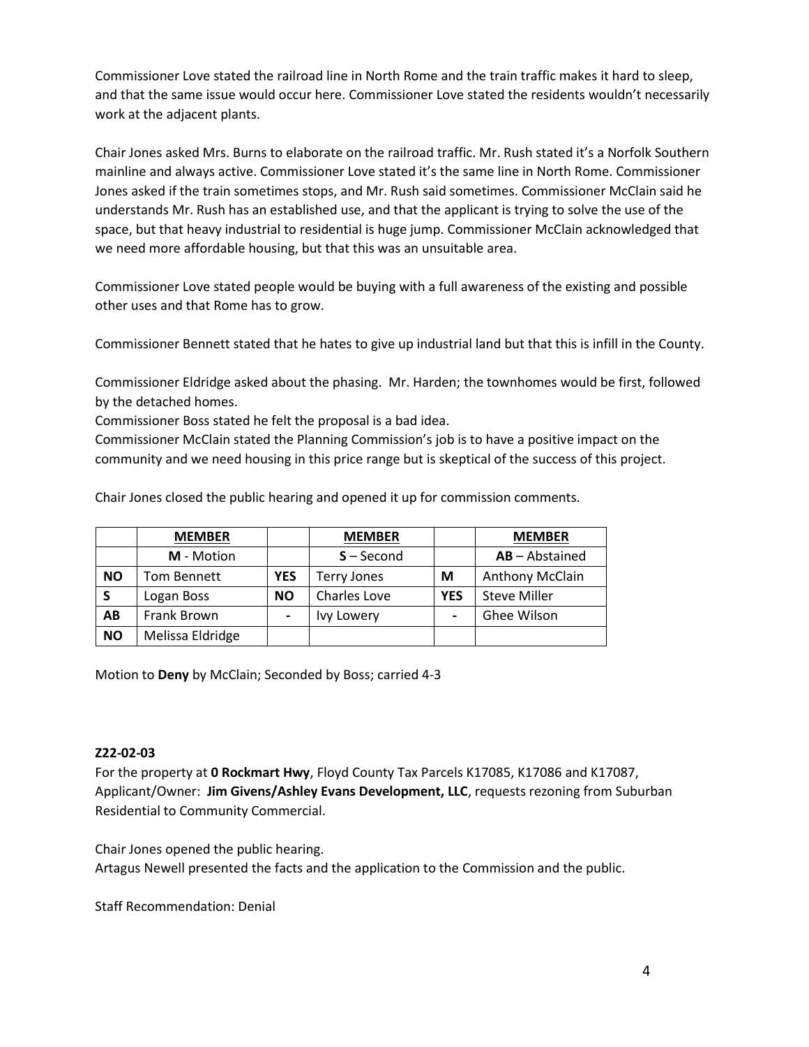Commissioner Love stated the railroad line in North Rome and the train traffic makes it hard to sleep, and that the same issue would occur here. Commissioner Love stated the residents wouldn't necessarily work at the adjacent plants.

Chair Jones asked Mrs. Burns to elaborate on the railroad traffic. Mr. Rush stated it's a Norfolk Southern mainline and always active. Commissioner Love stated it's the same line in North Rome. Commissioner Jones asked if the train sometimes stops, and Mr. Rush said sometimes. Commissioner McClain said he understands Mr. Rush has an established use, and that the applicant is trying to solve the use of the space, but that heavy industrial to residential is huge jump. Commissioner McClain acknowledged that we need more affordable housing, but that this was an unsuitable area.

Commissioner Love stated people would be buying with a full awareness of the existing and possible other uses and that Rome has to grow.

Commissioner Bennett stated that he hates to give up industrial land but that this is infill in the County.

Commissioner Eldridge asked about the phasing. Mr. Harden; the townhomes would be first, followed by the detached homes.

Commissioner Boss stated he felt the proposal is a bad idea.

Commissioner McClain stated the Planning Commission's job is to have a positive impact on the community and we need housing in this price range but is skeptical of the success of this project.

Chair Jones closed the public hearing and opened it up for commission comments.

| | **MEMBER** | | **MEMBER** | | **MEMBER** |
|---|---|---|---|---|---|
| | **M** - Motion | | **S** – Second | | **AB** – Abstained |
| **NO** | Tom Bennett | **YES** | Terry Jones | **M** | Anthony McClain |
| **S** | Logan Boss | **NO** | Charles Love | **YES** | Steve Miller |
| **AB** | Frank Brown | **-** | Ivy Lowery | **-** | Ghee Wilson |
| **NO** | Melissa Eldridge | | | | |

Motion to **Deny** by McClain; Seconded by Boss; carried 4-3

**Z22-02-03**

For the property at **0 Rockmart Hwy**, Floyd County Tax Parcels K17085, K17086 and K17087, Applicant/Owner: **Jim Givens/Ashley Evans Development, LLC**, requests rezoning from Suburban Residential to Community Commercial.

Chair Jones opened the public hearing.

Artagus Newell presented the facts and the application to the Commission and the public.

Staff Recommendation: Denial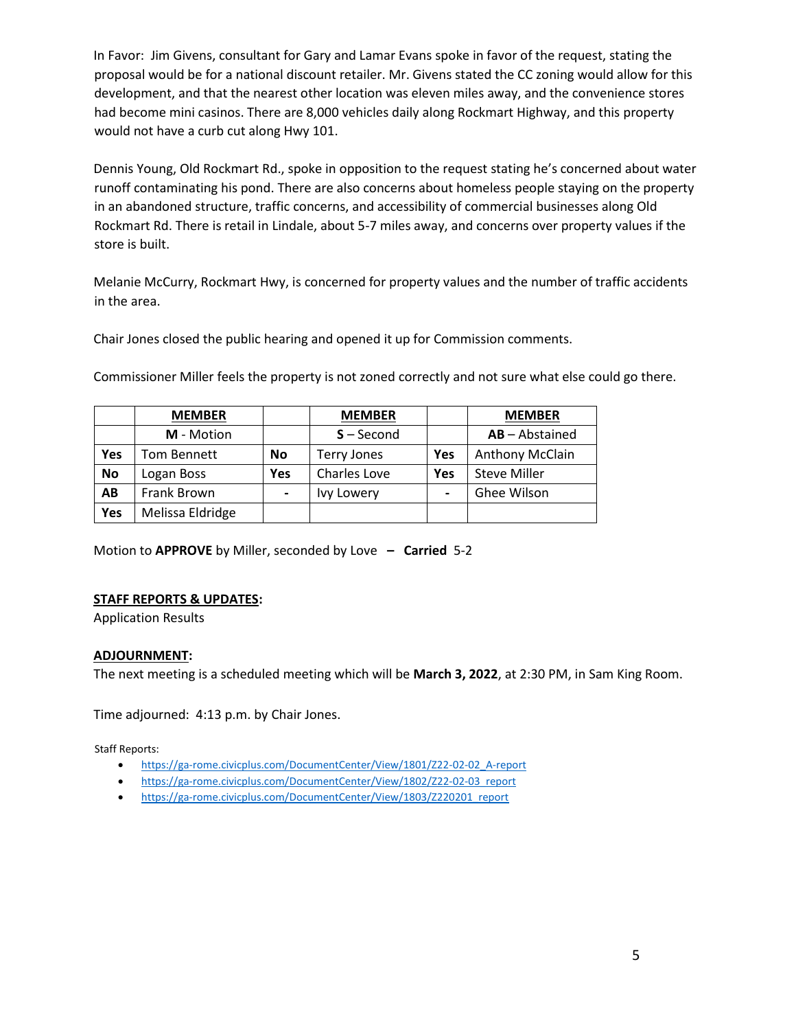In Favor: Jim Givens, consultant for Gary and Lamar Evans spoke in favor of the request, stating the proposal would be for a national discount retailer. Mr. Givens stated the CC zoning would allow for this development, and that the nearest other location was eleven miles away, and the convenience stores had become mini casinos. There are 8,000 vehicles daily along Rockmart Highway, and this property would not have a curb cut along Hwy 101.

Dennis Young, Old Rockmart Rd., spoke in opposition to the request stating he's concerned about water runoff contaminating his pond. There are also concerns about homeless people staying on the property in an abandoned structure, traffic concerns, and accessibility of commercial businesses along Old Rockmart Rd. There is retail in Lindale, about 5-7 miles away, and concerns over property values if the store is built.

Melanie McCurry, Rockmart Hwy, is concerned for property values and the number of traffic accidents in the area.

Chair Jones closed the public hearing and opened it up for Commission comments.

Commissioner Miller feels the property is not zoned correctly and not sure what else could go there.

| | MEMBER | | MEMBER | | MEMBER |
|---|---|---|---|---|---|
| | **M** - Motion | | **S** – Second | | **AB** – Abstained |
| **Yes** | Tom Bennett | **No** | Terry Jones | **Yes** | Anthony McClain |
| **No** | Logan Boss | **Yes** | Charles Love | **Yes** | Steve Miller |
| **AB** | Frank Brown | **-** | Ivy Lowery | **-** | Ghee Wilson |
| **Yes** | Melissa Eldridge | | | | |

Motion to **APPROVE** by Miller, seconded by Love **– Carried** 5-2

**STAFF REPORTS & UPDATES:**

Application Results

**ADJOURNMENT:**

The next meeting is a scheduled meeting which will be **March 3, 2022**, at 2:30 PM, in Sam King Room.

Time adjourned: 4:13 p.m. by Chair Jones.

Staff Reports:

- https://ga-rome.civicplus.com/DocumentCenter/View/1801/Z22-02-02_A-report
- https://ga-rome.civicplus.com/DocumentCenter/View/1802/Z22-02-03_report
- https://ga-rome.civicplus.com/DocumentCenter/View/1803/Z220201_report